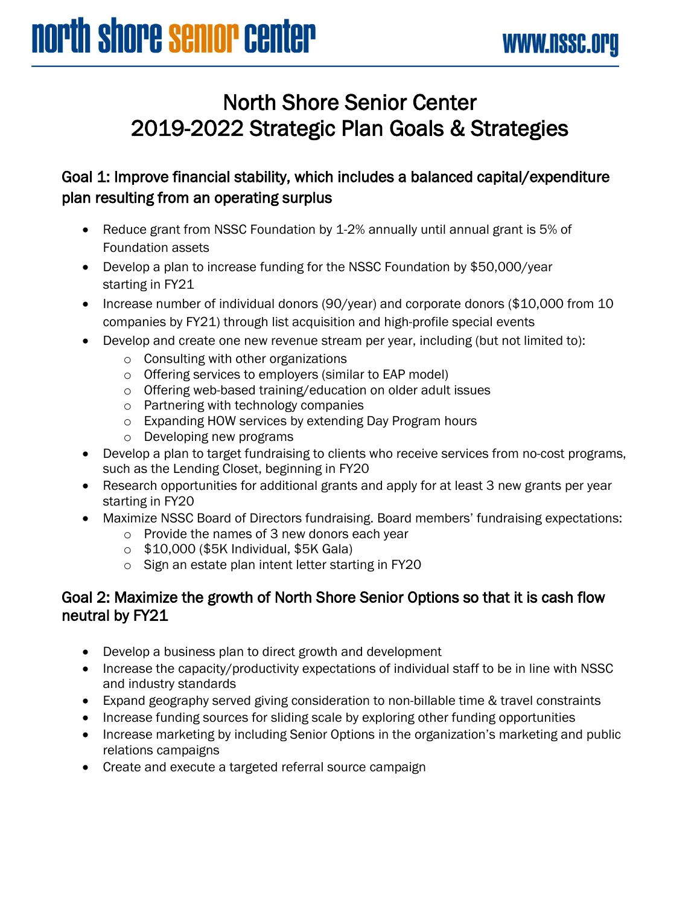north shore senior center    www.nssc.org

# North Shore Senior Center
# 2019-2022 Strategic Plan Goals & Strategies

## Goal 1: Improve financial stability, which includes a balanced capital/expenditure plan resulting from an operating surplus

- Reduce grant from NSSC Foundation by 1-2% annually until annual grant is 5% of Foundation assets
- Develop a plan to increase funding for the NSSC Foundation by $50,000/year starting in FY21
- Increase number of individual donors (90/year) and corporate donors ($10,000 from 10 companies by FY21) through list acquisition and high-profile special events
- Develop and create one new revenue stream per year, including (but not limited to):
  - Consulting with other organizations
  - Offering services to employers (similar to EAP model)
  - Offering web-based training/education on older adult issues
  - Partnering with technology companies
  - Expanding HOW services by extending Day Program hours
  - Developing new programs
- Develop a plan to target fundraising to clients who receive services from no-cost programs, such as the Lending Closet, beginning in FY20
- Research opportunities for additional grants and apply for at least 3 new grants per year starting in FY20
- Maximize NSSC Board of Directors fundraising. Board members' fundraising expectations:
  - Provide the names of 3 new donors each year
  - $10,000 ($5K Individual, $5K Gala)
  - Sign an estate plan intent letter starting in FY20

## Goal 2: Maximize the growth of North Shore Senior Options so that it is cash flow neutral by FY21

- Develop a business plan to direct growth and development
- Increase the capacity/productivity expectations of individual staff to be in line with NSSC and industry standards
- Expand geography served giving consideration to non-billable time & travel constraints
- Increase funding sources for sliding scale by exploring other funding opportunities
- Increase marketing by including Senior Options in the organization's marketing and public relations campaigns
- Create and execute a targeted referral source campaign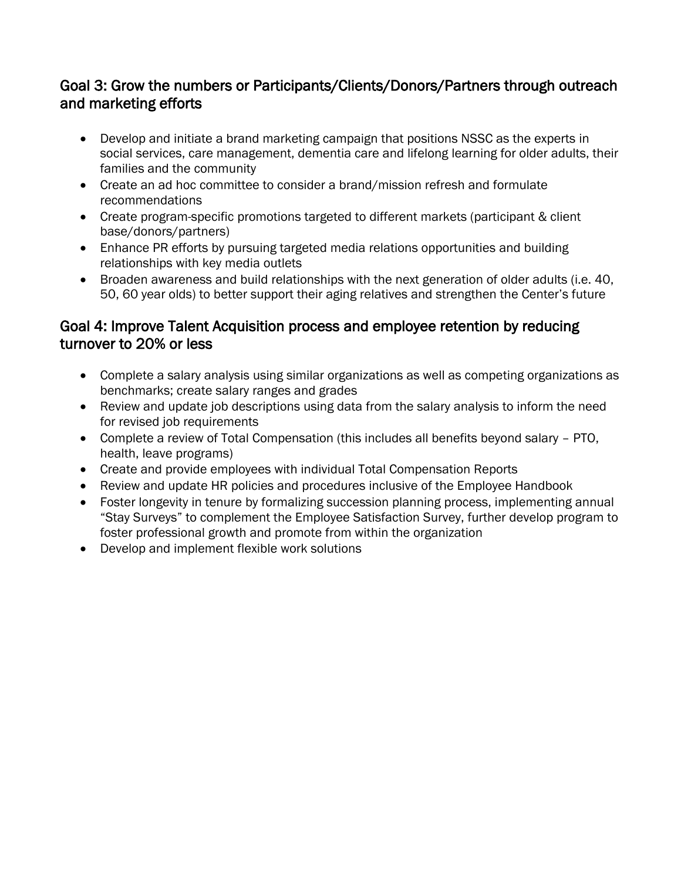## Goal 3: Grow the numbers or Participants/Clients/Donors/Partners through outreach and marketing efforts

- Develop and initiate a brand marketing campaign that positions NSSC as the experts in social services, care management, dementia care and lifelong learning for older adults, their families and the community
- Create an ad hoc committee to consider a brand/mission refresh and formulate recommendations
- Create program-specific promotions targeted to different markets (participant & client base/donors/partners)
- Enhance PR efforts by pursuing targeted media relations opportunities and building relationships with key media outlets
- Broaden awareness and build relationships with the next generation of older adults (i.e. 40, 50, 60 year olds) to better support their aging relatives and strengthen the Center's future

## Goal 4: Improve Talent Acquisition process and employee retention by reducing turnover to 20% or less

- Complete a salary analysis using similar organizations as well as competing organizations as benchmarks; create salary ranges and grades
- Review and update job descriptions using data from the salary analysis to inform the need for revised job requirements
- Complete a review of Total Compensation (this includes all benefits beyond salary – PTO, health, leave programs)
- Create and provide employees with individual Total Compensation Reports
- Review and update HR policies and procedures inclusive of the Employee Handbook
- Foster longevity in tenure by formalizing succession planning process, implementing annual "Stay Surveys" to complement the Employee Satisfaction Survey, further develop program to foster professional growth and promote from within the organization
- Develop and implement flexible work solutions